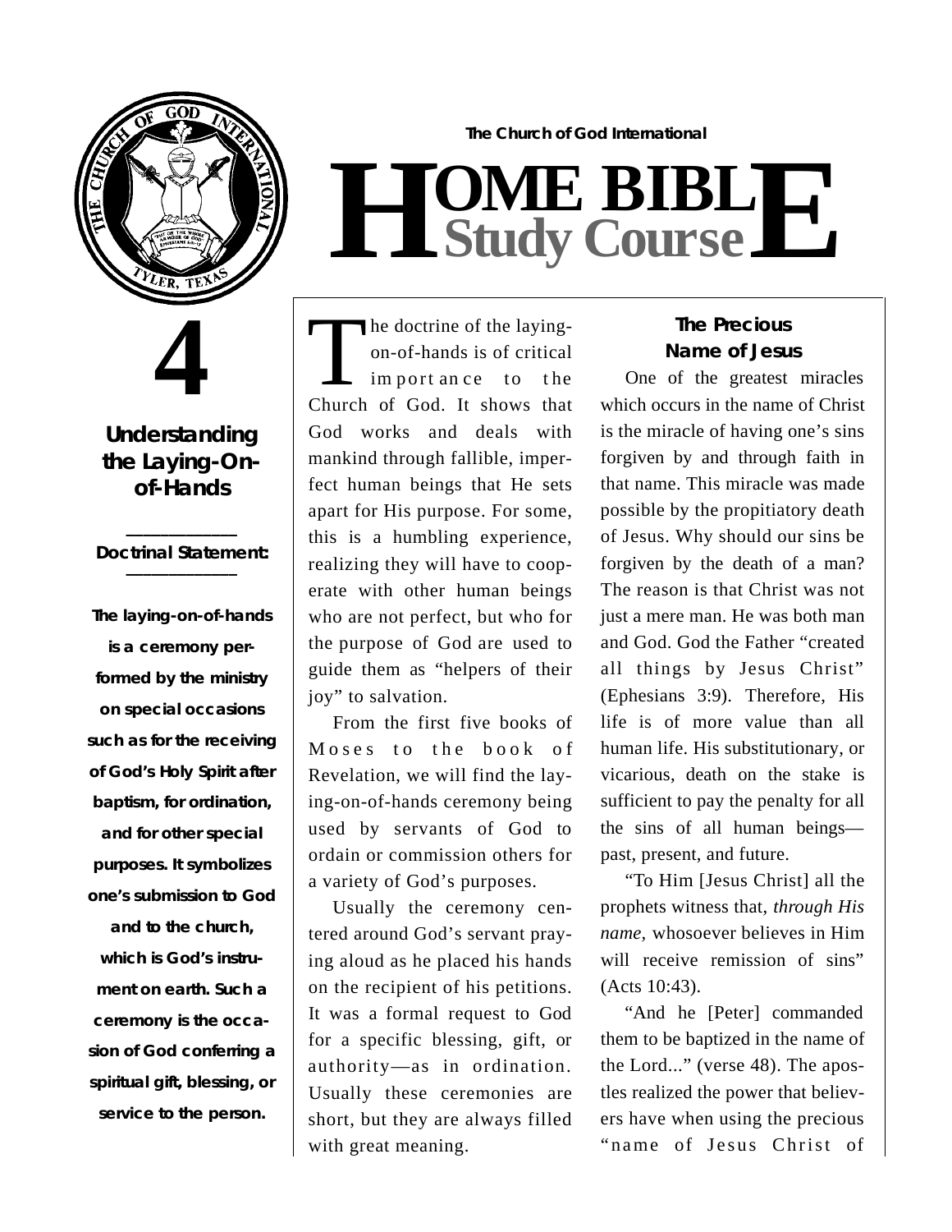The Church of God International

# HOME BIBLE Study Course

# 4

## Understanding the Laying-On-of-Hands

**Doctrinal Statement:**

**The laying-on-of-hands is a ceremony performed by the ministry on special occasions such as for the receiving of God's Holy Spirit after baptism, for ordination, and for other special purposes. It symbolizes one's submission to God and to the church, which is God's instrument on earth. Such a ceremony is the occasion of God conferring a spiritual gift, blessing, or service to the person.**

The doctrine of the laying-on-of-hands is of critical importance to the Church of God. It shows that God works and deals with mankind through fallible, imperfect human beings that He sets apart for His purpose. For some, this is a humbling experience, realizing they will have to cooperate with other human beings who are not perfect, but who for the purpose of God are used to guide them as "helpers of their joy" to salvation.

From the first five books of Moses to the book of Revelation, we will find the laying-on-of-hands ceremony being used by servants of God to ordain or commission others for a variety of God's purposes.

Usually the ceremony centered around God's servant praying aloud as he placed his hands on the recipient of his petitions. It was a formal request to God for a specific blessing, gift, or authority—as in ordination. Usually these ceremonies are short, but they are always filled with great meaning.

### The Precious Name of Jesus

One of the greatest miracles which occurs in the name of Christ is the miracle of having one's sins forgiven by and through faith in that name. This miracle was made possible by the propitiatory death of Jesus. Why should our sins be forgiven by the death of a man? The reason is that Christ was not just a mere man. He was both man and God. God the Father "created all things by Jesus Christ" (Ephesians 3:9). Therefore, His life is of more value than all human life. His substitutionary, or vicarious, death on the stake is sufficient to pay the penalty for all the sins of all human beings—past, present, and future.

"To Him [Jesus Christ] all the prophets witness that, *through His name,* whosoever believes in Him will receive remission of sins" (Acts 10:43).

"And he [Peter] commanded them to be baptized in the name of the Lord..." (verse 48). The apostles realized the power that believers have when using the precious "name of Jesus Christ of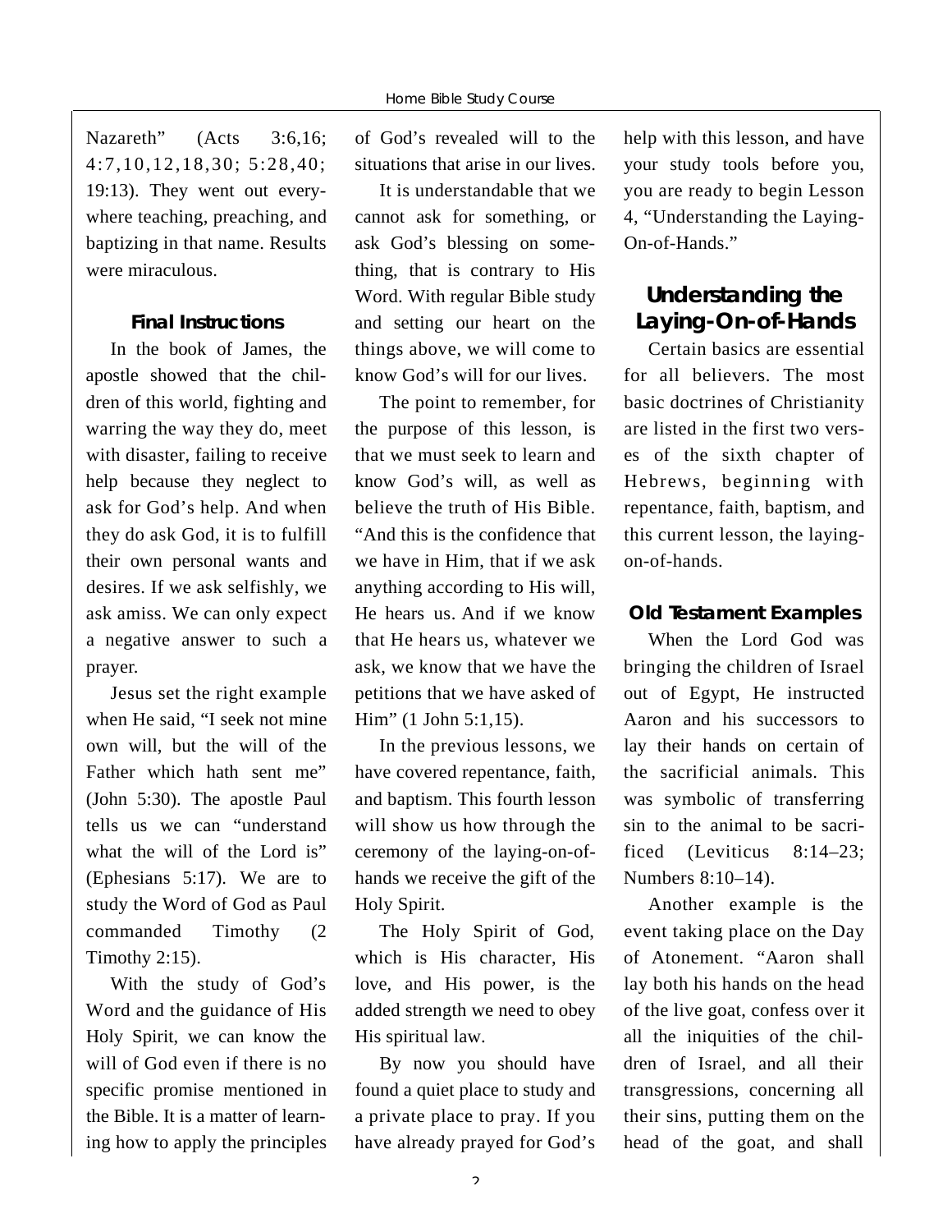Nazareth" (Acts 3:6,16; 4:7,10,12,18,30; 5:28,40; 19:13). They went out everywhere teaching, preaching, and baptizing in that name. Results were miraculous.

### Final Instructions

In the book of James, the apostle showed that the children of this world, fighting and warring the way they do, meet with disaster, failing to receive help because they neglect to ask for God's help. And when they do ask God, it is to fulfill their own personal wants and desires. If we ask selfishly, we ask amiss. We can only expect a negative answer to such a prayer.

Jesus set the right example when He said, "I seek not mine own will, but the will of the Father which hath sent me" (John 5:30). The apostle Paul tells us we can "understand what the will of the Lord is" (Ephesians 5:17). We are to study the Word of God as Paul commanded Timothy (2 Timothy 2:15).

With the study of God's Word and the guidance of His Holy Spirit, we can know the will of God even if there is no specific promise mentioned in the Bible. It is a matter of learning how to apply the principles of God's revealed will to the situations that arise in our lives.

It is understandable that we cannot ask for something, or ask God's blessing on something, that is contrary to His Word. With regular Bible study and setting our heart on the things above, we will come to know God's will for our lives.

The point to remember, for the purpose of this lesson, is that we must seek to learn and know God's will, as well as believe the truth of His Bible. "And this is the confidence that we have in Him, that if we ask anything according to His will, He hears us. And if we know that He hears us, whatever we ask, we know that we have the petitions that we have asked of Him" (1 John 5:1,15).

In the previous lessons, we have covered repentance, faith, and baptism. This fourth lesson will show us how through the ceremony of the laying-on-of-hands we receive the gift of the Holy Spirit.

The Holy Spirit of God, which is His character, His love, and His power, is the added strength we need to obey His spiritual law.

By now you should have found a quiet place to study and a private place to pray. If you have already prayed for God's help with this lesson, and have your study tools before you, you are ready to begin Lesson 4, "Understanding the Laying-On-of-Hands."

## Understanding the Laying-On-of-Hands

Certain basics are essential for all believers. The most basic doctrines of Christianity are listed in the first two verses of the sixth chapter of Hebrews, beginning with repentance, faith, baptism, and this current lesson, the laying-on-of-hands.

### Old Testament Examples

When the Lord God was bringing the children of Israel out of Egypt, He instructed Aaron and his successors to lay their hands on certain of the sacrificial animals. This was symbolic of transferring sin to the animal to be sacrificed (Leviticus 8:14–23; Numbers 8:10–14).

Another example is the event taking place on the Day of Atonement. "Aaron shall lay both his hands on the head of the live goat, confess over it all the iniquities of the children of Israel, and all their transgressions, concerning all their sins, putting them on the head of the goat, and shall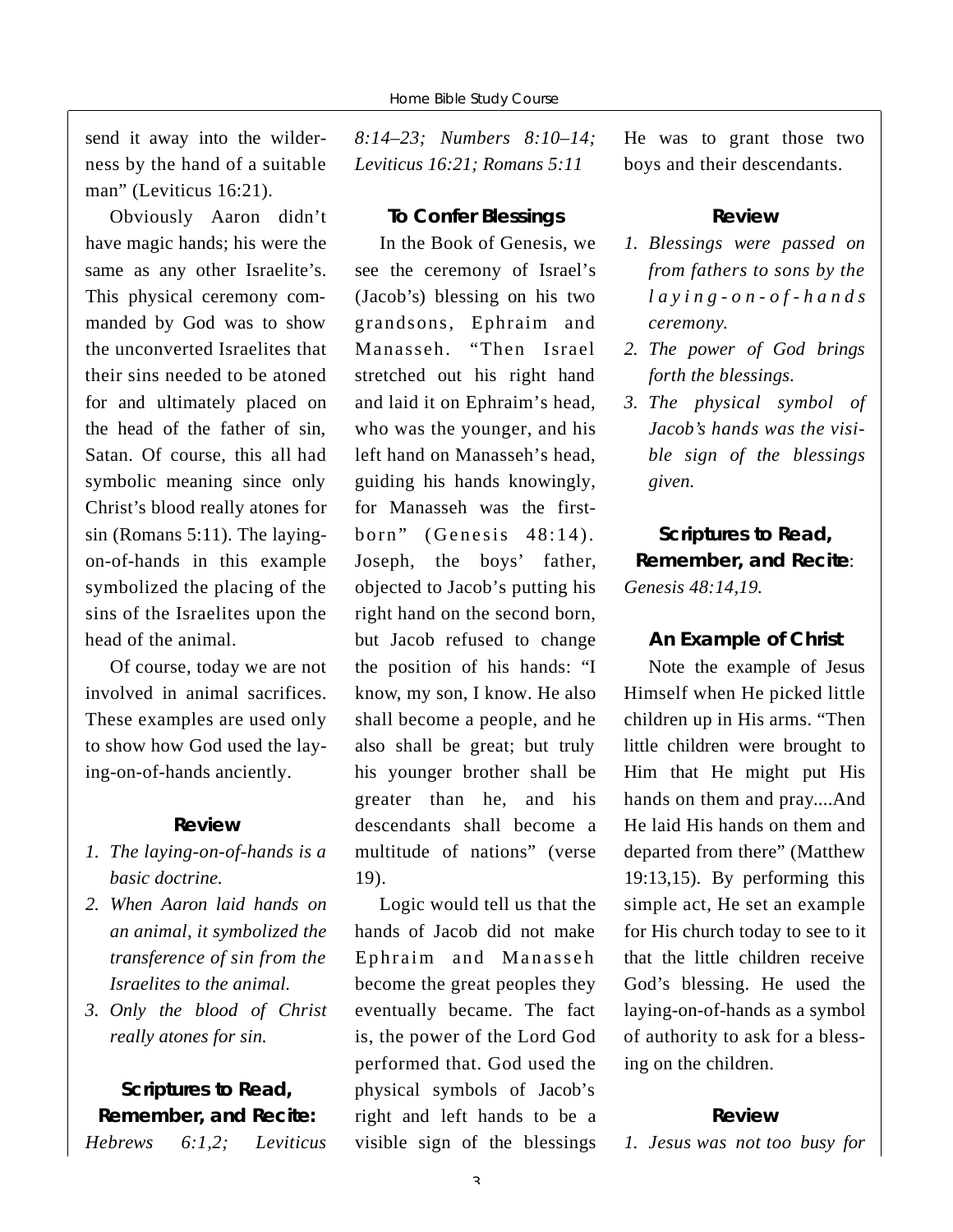send it away into the wilderness by the hand of a suitable man" (Leviticus 16:21).

Obviously Aaron didn't have magic hands; his were the same as any other Israelite's. This physical ceremony commanded by God was to show the unconverted Israelites that their sins needed to be atoned for and ultimately placed on the head of the father of sin, Satan. Of course, this all had symbolic meaning since only Christ's blood really atones for sin (Romans 5:11). The laying-on-of-hands in this example symbolized the placing of the sins of the Israelites upon the head of the animal.

Of course, today we are not involved in animal sacrifices. These examples are used only to show how God used the laying-on-of-hands anciently.

### Review

1. *The laying-on-of-hands is a basic doctrine.*
2. *When Aaron laid hands on an animal, it symbolized the transference of sin from the Israelites to the animal.*
3. *Only the blood of Christ really atones for sin.*

### Scriptures to Read, Remember, and Recite:

*Hebrews 6:1,2; Leviticus 8:14–23; Numbers 8:10–14; Leviticus 16:21; Romans 5:11*

### To Confer Blessings

In the Book of Genesis, we see the ceremony of Israel's (Jacob's) blessing on his two grandsons, Ephraim and Manasseh. "Then Israel stretched out his right hand and laid it on Ephraim's head, who was the younger, and his left hand on Manasseh's head, guiding his hands knowingly, for Manasseh was the firstborn" (Genesis 48:14). Joseph, the boys' father, objected to Jacob's putting his right hand on the second born, but Jacob refused to change the position of his hands: "I know, my son, I know. He also shall become a people, and he also shall be great; but truly his younger brother shall be greater than he, and his descendants shall become a multitude of nations" (verse 19).

Logic would tell us that the hands of Jacob did not make Ephraim and Manasseh become the great peoples they eventually became. The fact is, the power of the Lord God performed that. God used the physical symbols of Jacob's right and left hands to be a visible sign of the blessings He was to grant those two boys and their descendants.

### Review

1. *Blessings were passed on from fathers to sons by the laying-on-of-hands ceremony.*
2. *The power of God brings forth the blessings.*
3. *The physical symbol of Jacob's hands was the visible sign of the blessings given.*

### Scriptures to Read, Remember, and Recite:

*Genesis 48:14,19.*

### An Example of Christ

Note the example of Jesus Himself when He picked little children up in His arms. "Then little children were brought to Him that He might put His hands on them and pray....And He laid His hands on them and departed from there" (Matthew 19:13,15). By performing this simple act, He set an example for His church today to see to it that the little children receive God's blessing. He used the laying-on-of-hands as a symbol of authority to ask for a blessing on the children.

### Review

1. *Jesus was not too busy for*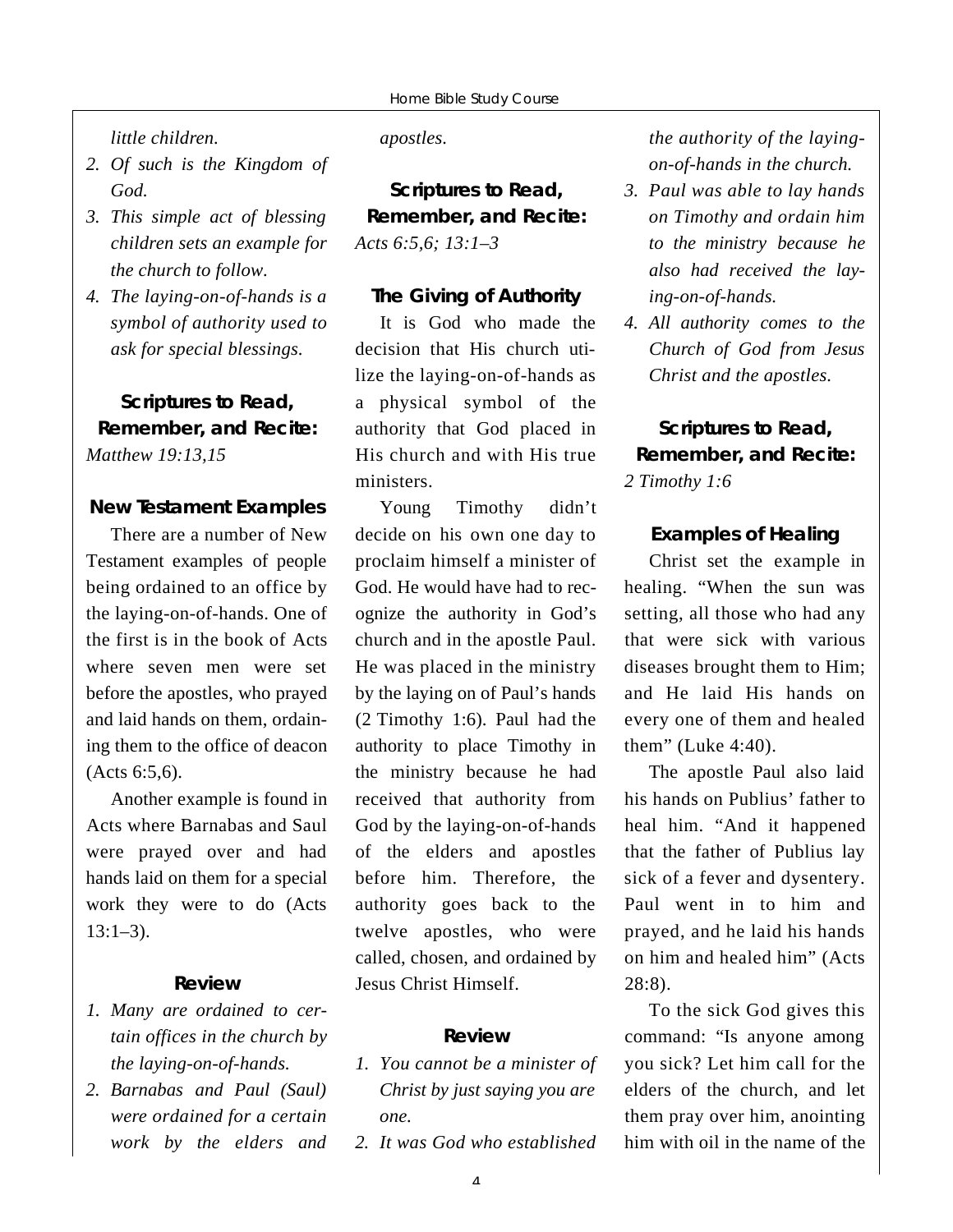*little children.*

2. *Of such is the Kingdom of God.*
3. *This simple act of blessing children sets an example for the church to follow.*
4. *The laying-on-of-hands is a symbol of authority used to ask for special blessings.*

### Scriptures to Read, Remember, and Recite:

*Matthew 19:13,15*

### New Testament Examples

There are a number of New Testament examples of people being ordained to an office by the laying-on-of-hands. One of the first is in the book of Acts where seven men were set before the apostles, who prayed and laid hands on them, ordaining them to the office of deacon (Acts 6:5,6).

Another example is found in Acts where Barnabas and Saul were prayed over and had hands laid on them for a special work they were to do (Acts 13:1–3).

### Review

1. *Many are ordained to certain offices in the church by the laying-on-of-hands.*
2. *Barnabas and Paul (Saul) were ordained for a certain work by the elders and apostles.*

### Scriptures to Read, Remember, and Recite:

*Acts 6:5,6; 13:1–3*

### The Giving of Authority

It is God who made the decision that His church utilize the laying-on-of-hands as a physical symbol of the authority that God placed in His church and with His true ministers.

Young Timothy didn't decide on his own one day to proclaim himself a minister of God. He would have had to recognize the authority in God's church and in the apostle Paul. He was placed in the ministry by the laying on of Paul's hands (2 Timothy 1:6). Paul had the authority to place Timothy in the ministry because he had received that authority from God by the laying-on-of-hands of the elders and apostles before him. Therefore, the authority goes back to the twelve apostles, who were called, chosen, and ordained by Jesus Christ Himself.

### Review

1. *You cannot be a minister of Christ by just saying you are one.*
2. *It was God who established the authority of the laying-on-of-hands in the church.*
3. *Paul was able to lay hands on Timothy and ordain him to the ministry because he also had received the laying-on-of-hands.*
4. *All authority comes to the Church of God from Jesus Christ and the apostles.*

### Scriptures to Read, Remember, and Recite:

*2 Timothy 1:6*

### Examples of Healing

Christ set the example in healing. "When the sun was setting, all those who had any that were sick with various diseases brought them to Him; and He laid His hands on every one of them and healed them" (Luke 4:40).

The apostle Paul also laid his hands on Publius' father to heal him. "And it happened that the father of Publius lay sick of a fever and dysentery. Paul went in to him and prayed, and he laid his hands on him and healed him" (Acts 28:8).

To the sick God gives this command: "Is anyone among you sick? Let him call for the elders of the church, and let them pray over him, anointing him with oil in the name of the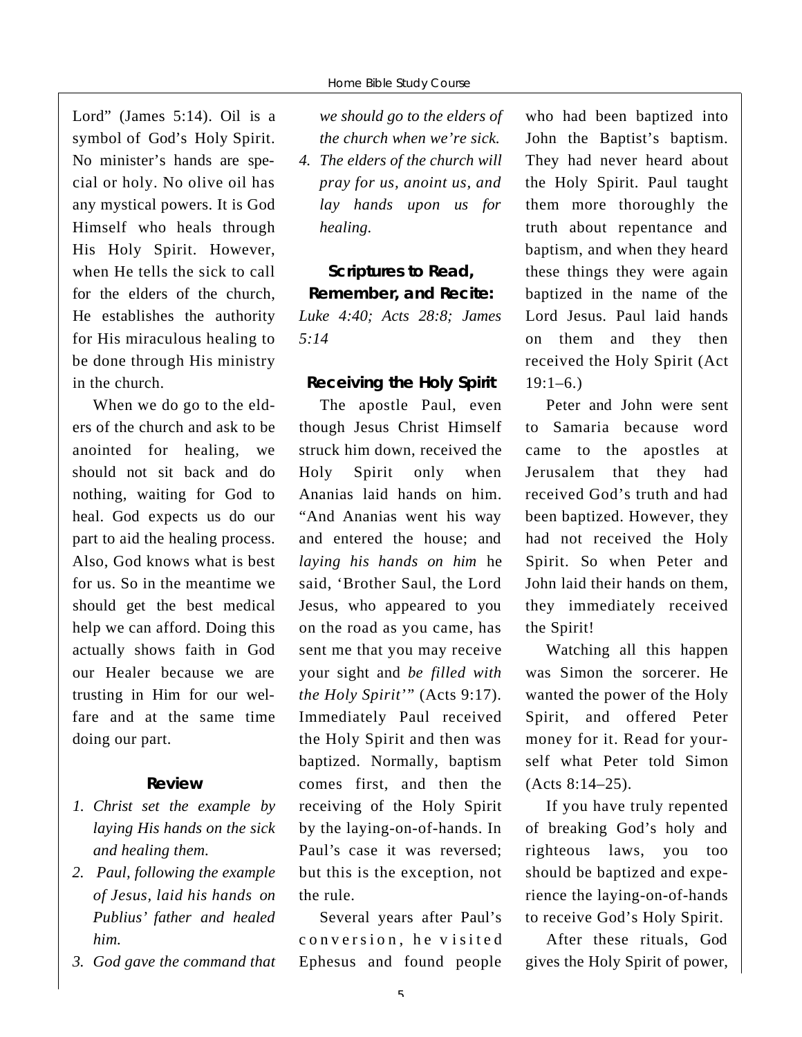Lord" (James 5:14). Oil is a symbol of God's Holy Spirit. No minister's hands are special or holy. No olive oil has any mystical powers. It is God Himself who heals through His Holy Spirit. However, when He tells the sick to call for the elders of the church, He establishes the authority for His miraculous healing to be done through His ministry in the church.

When we do go to the elders of the church and ask to be anointed for healing, we should not sit back and do nothing, waiting for God to heal. God expects us do our part to aid the healing process. Also, God knows what is best for us. So in the meantime we should get the best medical help we can afford. Doing this actually shows faith in God our Healer because we are trusting in Him for our welfare and at the same time doing our part.

### Review

1. *Christ set the example by laying His hands on the sick and healing them.*
2. *Paul, following the example of Jesus, laid his hands on Publius' father and healed him.*
3. *God gave the command that we should go to the elders of the church when we're sick.*
4. *The elders of the church will pray for us, anoint us, and lay hands upon us for healing.*

### Scriptures to Read, Remember, and Recite:

*Luke 4:40; Acts 28:8; James 5:14*

### Receiving the Holy Spirit

The apostle Paul, even though Jesus Christ Himself struck him down, received the Holy Spirit only when Ananias laid hands on him. "And Ananias went his way and entered the house; and *laying his hands on him* he said, 'Brother Saul, the Lord Jesus, who appeared to you on the road as you came, has sent me that you may receive your sight and *be filled with the Holy Spirit*'" (Acts 9:17). Immediately Paul received the Holy Spirit and then was baptized. Normally, baptism comes first, and then the receiving of the Holy Spirit by the laying-on-of-hands. In Paul's case it was reversed; but this is the exception, not the rule.

Several years after Paul's conversion, he visited Ephesus and found people who had been baptized into John the Baptist's baptism. They had never heard about the Holy Spirit. Paul taught them more thoroughly the truth about repentance and baptism, and when they heard these things they were again baptized in the name of the Lord Jesus. Paul laid hands on them and they then received the Holy Spirit (Act 19:1–6.)

Peter and John were sent to Samaria because word came to the apostles at Jerusalem that they had received God's truth and had been baptized. However, they had not received the Holy Spirit. So when Peter and John laid their hands on them, they immediately received the Spirit!

Watching all this happen was Simon the sorcerer. He wanted the power of the Holy Spirit, and offered Peter money for it. Read for yourself what Peter told Simon (Acts 8:14–25).

If you have truly repented of breaking God's holy and righteous laws, you too should be baptized and experience the laying-on-of-hands to receive God's Holy Spirit.

After these rituals, God gives the Holy Spirit of power,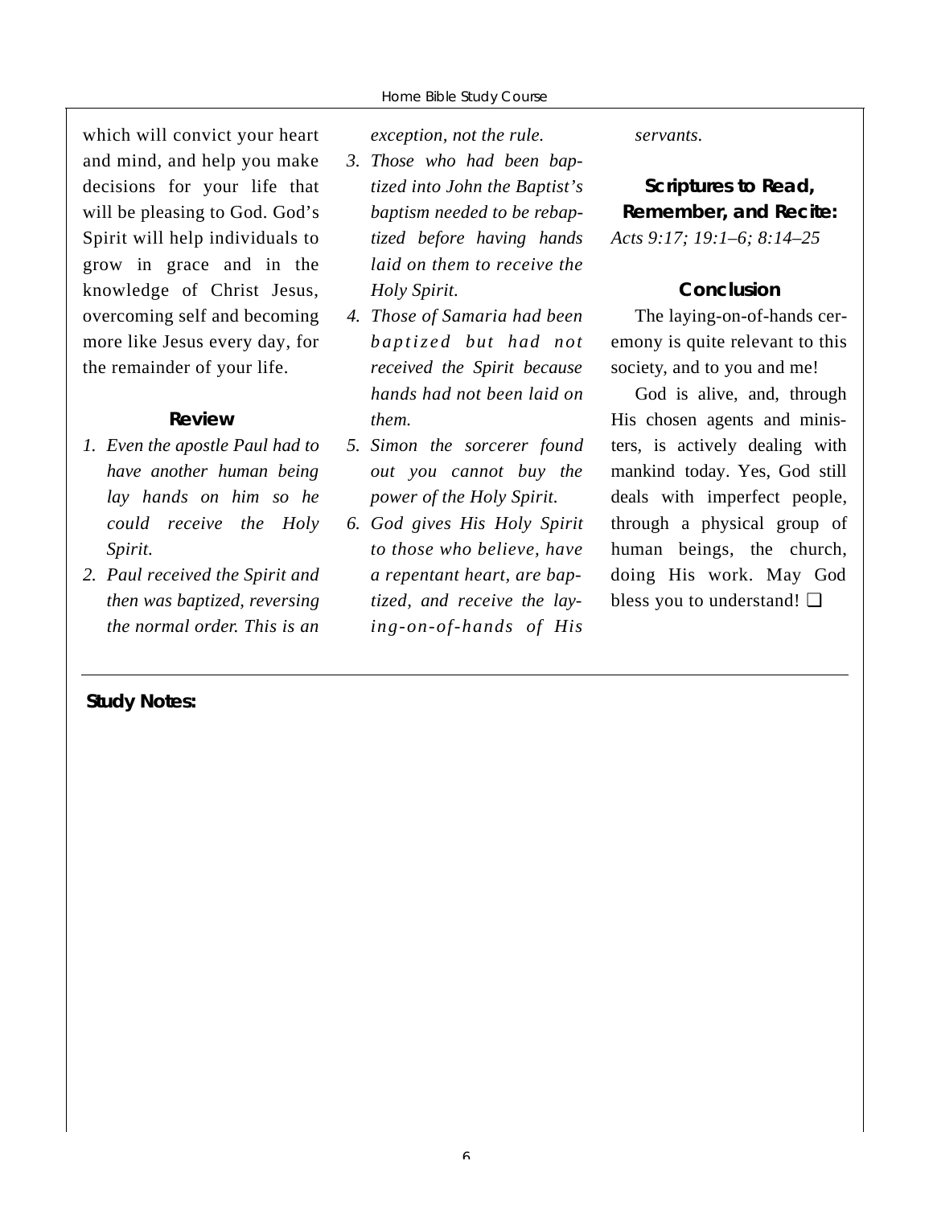which will convict your heart and mind, and help you make decisions for your life that will be pleasing to God. God's Spirit will help individuals to grow in grace and in the knowledge of Christ Jesus, overcoming self and becoming more like Jesus every day, for the remainder of your life.

## Review

1. *Even the apostle Paul had to have another human being lay hands on him so he could receive the Holy Spirit.*
2. *Paul received the Spirit and then was baptized, reversing the normal order. This is an exception, not the rule.*
3. *Those who had been baptized into John the Baptist's baptism needed to be rebaptized before having hands laid on them to receive the Holy Spirit.*
4. *Those of Samaria had been baptized but had not received the Spirit because hands had not been laid on them.*
5. *Simon the sorcerer found out you cannot buy the power of the Holy Spirit.*
6. *God gives His Holy Spirit to those who believe, have a repentant heart, are baptized, and receive the laying-on-of-hands of His servants.*

## Scriptures to Read, Remember, and Recite:

*Acts 9:17; 19:1–6; 8:14–25*

## Conclusion

The laying-on-of-hands ceremony is quite relevant to this society, and to you and me!

God is alive, and, through His chosen agents and ministers, is actively dealing with mankind today. Yes, God still deals with imperfect people, through a physical group of human beings, the church, doing His work. May God bless you to understand! ❑

**Study Notes:**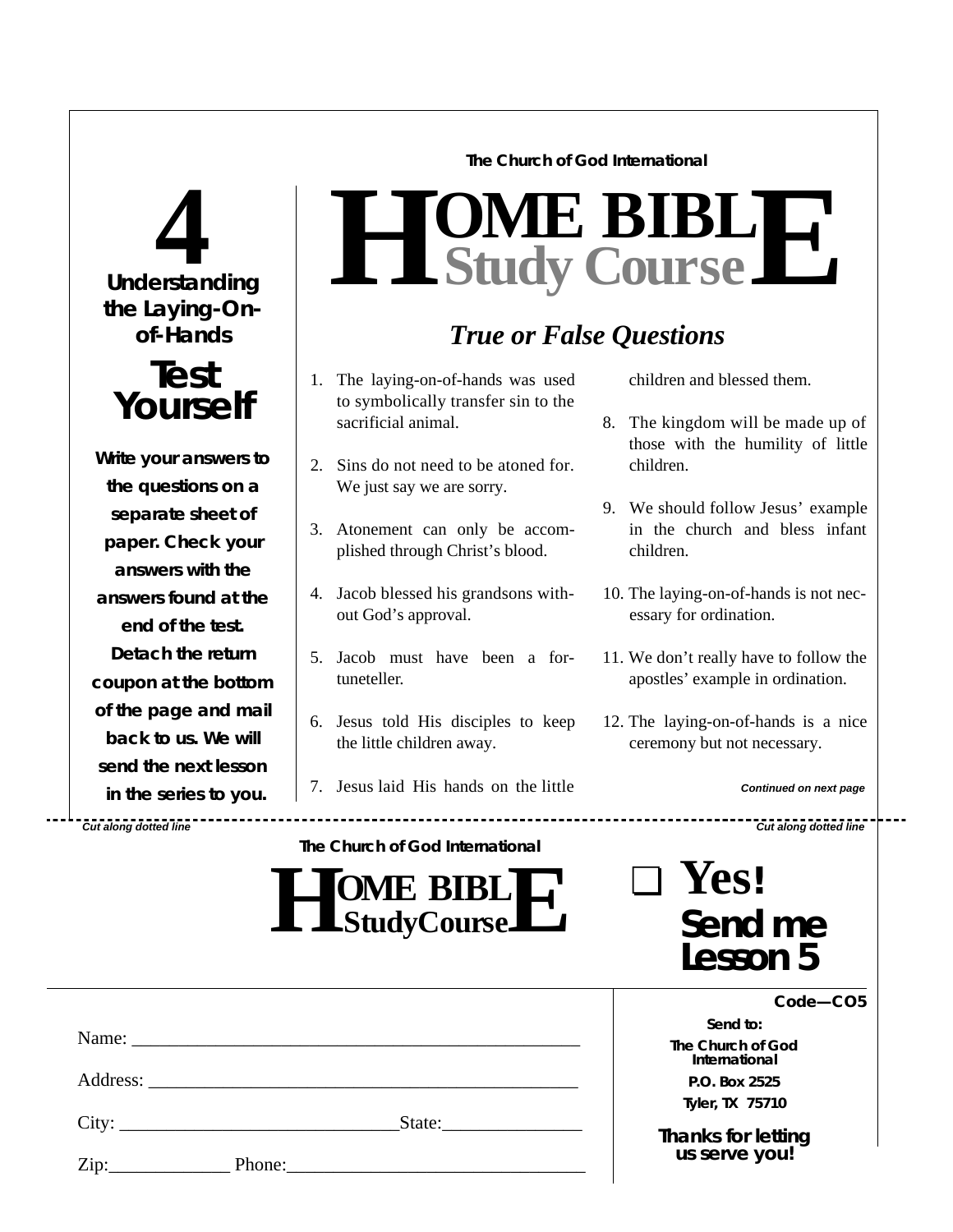# 4

## Understanding the Laying-On-of-Hands

## Test Yourself

**Write your answers to the questions on a separate sheet of paper. Check your answers with the answers found at the end of the test. Detach the return coupon at the bottom of the page and mail back to us. We will send the next lesson in the series to you.**

The Church of God International

# HOME BIBLE Study Course

## *True or False Questions*

1. The laying-on-of-hands was used to symbolically transfer sin to the sacrificial animal.
2. Sins do not need to be atoned for. We just say we are sorry.
3. Atonement can only be accomplished through Christ's blood.
4. Jacob blessed his grandsons without God's approval.
5. Jacob must have been a fortuneteller.
6. Jesus told His disciples to keep the little children away.
7. Jesus laid His hands on the little children and blessed them.
8. The kingdom will be made up of those with the humility of little children.
9. We should follow Jesus' example in the church and bless infant children.
10. The laying-on-of-hands is not necessary for ordination.
11. We don't really have to follow the apostles' example in ordination.
12. The laying-on-of-hands is a nice ceremony but not necessary.

*Continued on next page*

*Cut along dotted line*

The Church of God International

# HOME BIBLE StudyCourse

❑ **Yes! Send me Lesson 5**

Name: ______________________________________________

Address: ____________________________________________

City: ____________________________ State: ______________

Zip: _____________ Phone: ________________________________

**Code—CO5**

**Send to:**
**The Church of God International**
**P.O. Box 2525**
**Tyler, TX 75710**

**Thanks for letting us serve you!**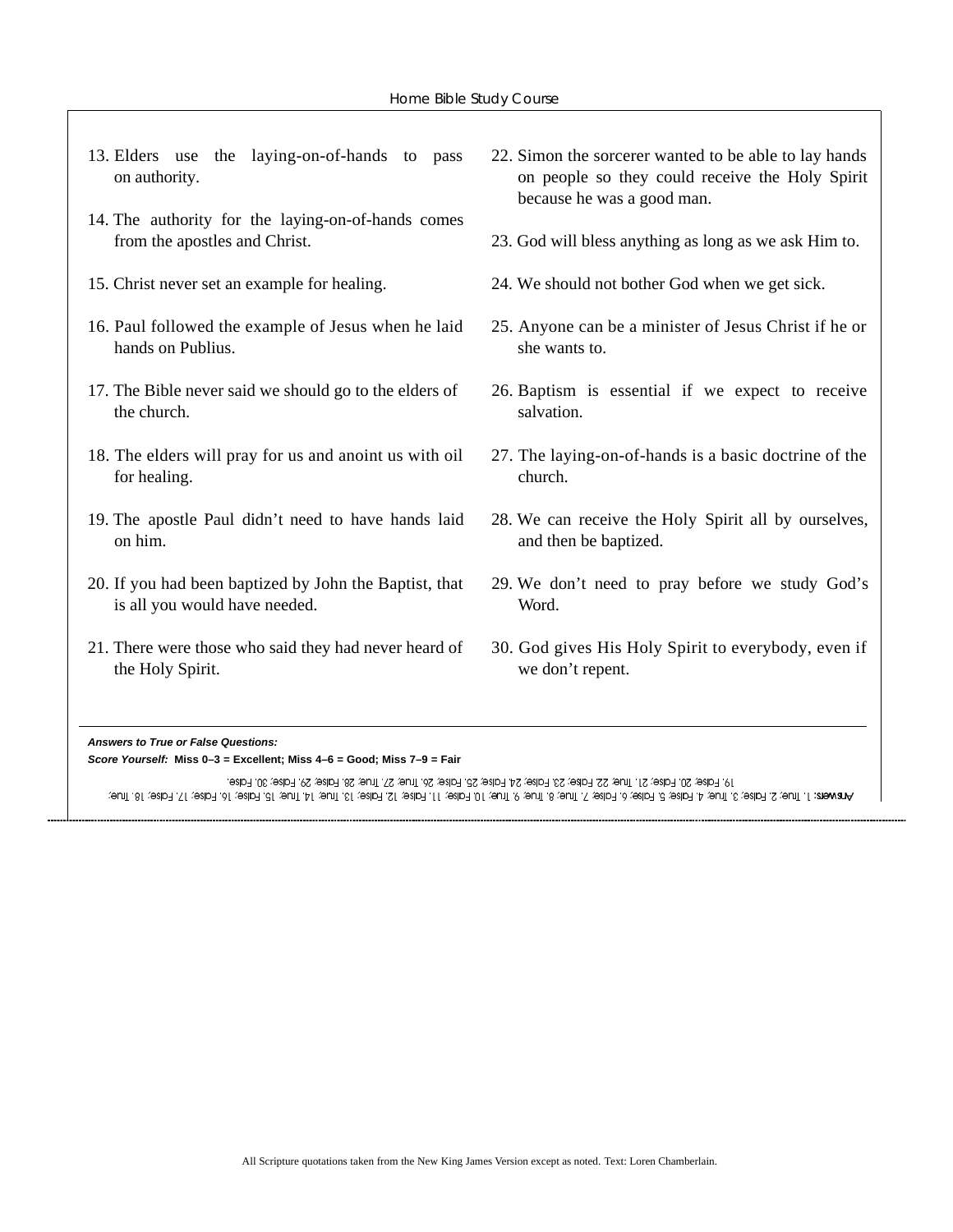13. Elders use the laying-on-of-hands to pass on authority.

14. The authority for the laying-on-of-hands comes from the apostles and Christ.

15. Christ never set an example for healing.

16. Paul followed the example of Jesus when he laid hands on Publius.

17. The Bible never said we should go to the elders of the church.

18. The elders will pray for us and anoint us with oil for healing.

19. The apostle Paul didn't need to have hands laid on him.

20. If you had been baptized by John the Baptist, that is all you would have needed.

21. There were those who said they had never heard of the Holy Spirit.

22. Simon the sorcerer wanted to be able to lay hands on people so they could receive the Holy Spirit because he was a good man.

23. God will bless anything as long as we ask Him to.

24. We should not bother God when we get sick.

25. Anyone can be a minister of Jesus Christ if he or she wants to.

26. Baptism is essential if we expect to receive salvation.

27. The laying-on-of-hands is a basic doctrine of the church.

28. We can receive the Holy Spirit all by ourselves, and then be baptized.

29. We don't need to pray before we study God's Word.

30. God gives His Holy Spirit to everybody, even if we don't repent.

---

***Answers to True or False Questions:***

***Score Yourself:*** **Miss 0–3 = Excellent; Miss 4–6 = Good; Miss 7–9 = Fair**

**Answers:** 1. True; 2. False; 3. True; 4. False; 5. False; 6. False; 7. True; 8. True; 9. True; 10. False; 11. False; 12. False; 13. True; 14. True; 15. False; 16. False; 17. False; 18. True; 19. False; 20. False; 21. True; 22. False; 23. False; 24. False; 25. False; 26. True; 27. True; 28. False; 29. False; 30. False.

All Scripture quotations taken from the New King James Version except as noted. Text: Loren Chamberlain.